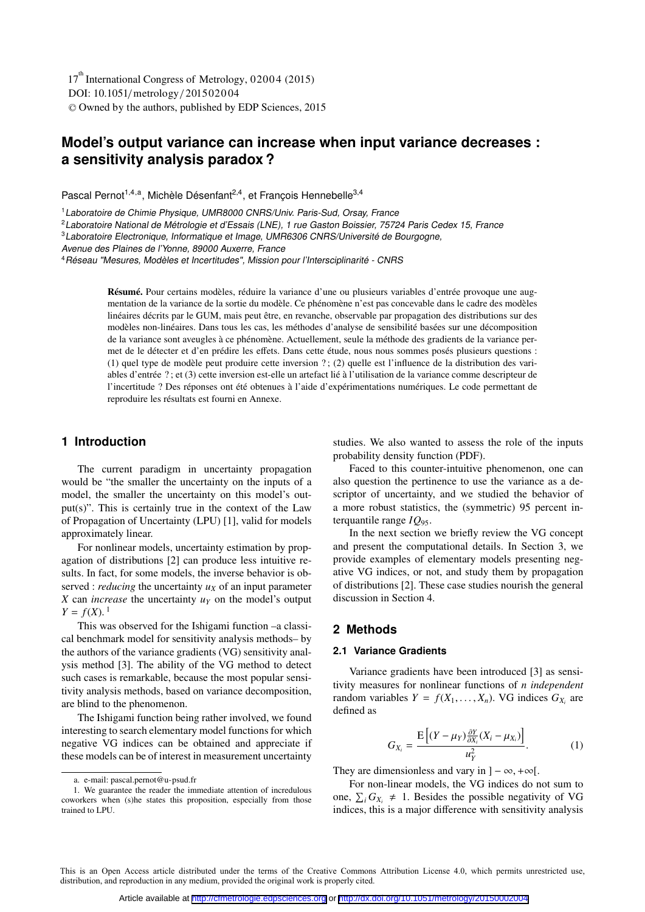17th International Congress of Metrology, 02004 (2015)
DOI: 10.1051/metrology/201502004
© Owned by the authors, published by EDP Sciences, 2015

# Model's output variance can increase when input variance decreases : a sensitivity analysis paradox ?

Pascal Pernot[1,4,a], Michèle Désenfant[2,4], et François Hennebelle[3,4]

[1] *Laboratoire de Chimie Physique, UMR8000 CNRS/Univ. Paris-Sud, Orsay, France*
[2] *Laboratoire National de Métrologie et d'Essais (LNE), 1 rue Gaston Boissier, 75724 Paris Cedex 15, France*
[3] *Laboratoire Electronique, Informatique et Image, UMR6306 CNRS/Université de Bourgogne, Avenue des Plaines de l'Yonne, 89000 Auxerre, France*
[4] *Réseau "Mesures, Modèles et Incertitudes", Mission pour l'Intersciplinarité - CNRS*

**Résumé.** Pour certains modèles, réduire la variance d'une ou plusieurs variables d'entrée provoque une augmentation de la variance de la sortie du modèle. Ce phénomène n'est pas concevable dans le cadre des modèles linéaires décrits par le GUM, mais peut être, en revanche, observable par propagation des distributions sur des modèles non-linéaires. Dans tous les cas, les méthodes d'analyse de sensibilité basées sur une décomposition de la variance sont aveugles à ce phénomène. Actuellement, seule la méthode des gradients de la variance permet de le détecter et d'en prédire les effets. Dans cette étude, nous nous sommes posés plusieurs questions : (1) quel type de modèle peut produire cette inversion ? ; (2) quelle est l'influence de la distribution des variables d'entrée ? ; et (3) cette inversion est-elle un artefact lié à l'utilisation de la variance comme descripteur de l'incertitude ? Des réponses ont été obtenues à l'aide d'expérimentations numériques. Le code permettant de reproduire les résultats est fourni en Annexe.

## 1 Introduction

The current paradigm in uncertainty propagation would be "the smaller the uncertainty on the inputs of a model, the smaller the uncertainty on this model's output(s)". This is certainly true in the context of the Law of Propagation of Uncertainty (LPU) [1], valid for models approximately linear.

For nonlinear models, uncertainty estimation by propagation of distributions [2] can produce less intuitive results. In fact, for some models, the inverse behavior is observed : *reducing* the uncertainty $u_X$ of an input parameter $X$ can *increase* the uncertainty $u_Y$ on the model's output $Y = f(X)$. [1]

This was observed for the Ishigami function –a classical benchmark model for sensitivity analysis methods– by the authors of the variance gradients (VG) sensitivity analysis method [3]. The ability of the VG method to detect such cases is remarkable, because the most popular sensitivity analysis methods, based on variance decomposition, are blind to the phenomenon.

The Ishigami function being rather involved, we found interesting to search elementary model functions for which negative VG indices can be obtained and appreciate if these models can be of interest in measurement uncertainty studies. We also wanted to assess the role of the inputs probability density function (PDF).

Faced to this counter-intuitive phenomenon, one can also question the pertinence to use the variance as a descriptor of uncertainty, and we studied the behavior of a more robust statistics, the (symmetric) 95 percent interquantile range $IQ_{95}$.

In the next section we briefly review the VG concept and present the computational details. In Section 3, we provide examples of elementary models presenting negative VG indices, or not, and study them by propagation of distributions [2]. These case studies nourish the general discussion in Section 4.

## 2 Methods

### 2.1 Variance Gradients

Variance gradients have been introduced [3] as sensitivity measures for nonlinear functions of *n independent* random variables $Y = f(X_1, \ldots, X_n)$. VG indices $G_{X_i}$ are defined as

$$G_{X_i} = \frac{\mathrm{E}\left[(Y - \mu_Y)\frac{\partial Y}{\partial X_i}(X_i - \mu_{X_i})\right]}{u_Y^2}. \tag{1}$$

They are dimensionless and vary in $]-\infty, +\infty[$.

For non-linear models, the VG indices do not sum to one, $\sum_i G_{X_i} \neq 1$. Besides the possible negativity of VG indices, this is a major difference with sensitivity analysis

---

a. e-mail: pascal.pernot@u-psud.fr

1. We guarantee the reader the immediate attention of incredulous coworkers when (s)he states this proposition, especially from those trained to LPU.

This is an Open Access article distributed under the terms of the Creative Commons Attribution License 4.0, which permits unrestricted use, distribution, and reproduction in any medium, provided the original work is properly cited.

Article available at http://cfmetrologie.edpsciences.org or http://dx.doi.org/10.1051/metrology/201502004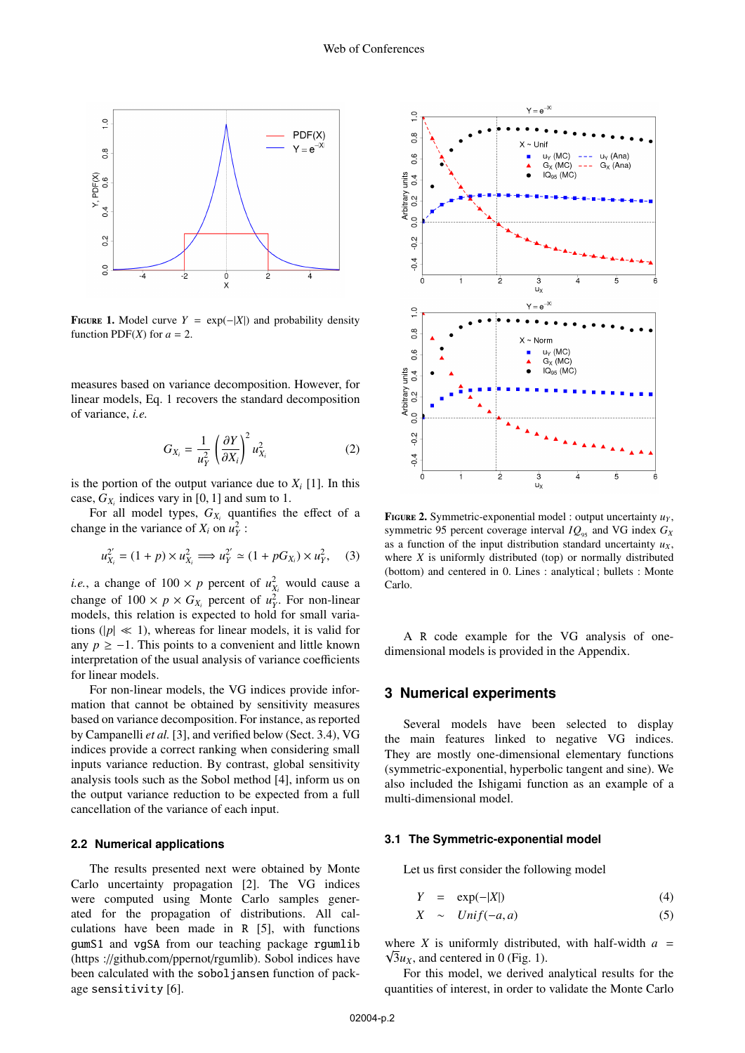**Figure 1.** Model curve $Y = \exp(-|X|)$ and probability density function PDF($X$) for $a = 2$.

measures based on variance decomposition. However, for linear models, Eq. 1 recovers the standard decomposition of variance, *i.e.*

$$G_{X_i} = \frac{1}{u_Y^2}\left(\frac{\partial Y}{\partial X_i}\right)^2 u_{X_i}^2 \tag{2}$$

is the portion of the output variance due to $X_i$ [1]. In this case, $G_{X_i}$ indices vary in [0, 1] and sum to 1.

For all model types, $G_{X_i}$ quantifies the effect of a change in the variance of $X_i$ on $u_Y^2$ :

$$u_{X_i}^{2'} = (1+p)\times u_{X_i}^2 \Longrightarrow u_Y^{2'} \simeq (1+pG_{X_i})\times u_Y^2, \tag{3}$$

*i.e.*, a change of $100 \times p$ percent of $u_{X_i}^2$ would cause a change of $100 \times p \times G_{X_i}$ percent of $u_Y^2$. For non-linear models, this relation is expected to hold for small variations ($|p| \ll 1$), whereas for linear models, it is valid for any $p \geq -1$. This points to a convenient and little known interpretation of the usual analysis of variance coefficients for linear models.

For non-linear models, the VG indices provide information that cannot be obtained by sensitivity measures based on variance decomposition. For instance, as reported by Campanelli *et al.* [3], and verified below (Sect. 3.4), VG indices provide a correct ranking when considering small inputs variance reduction. By contrast, global sensitivity analysis tools such as the Sobol method [4], inform us on the output variance reduction to be expected from a full cancellation of the variance of each input.

### 2.2 Numerical applications

The results presented next were obtained by Monte Carlo uncertainty propagation [2]. The VG indices were computed using Monte Carlo samples generated for the propagation of distributions. All calculations have been made in R [5], with functions `gumS1` and `vgSA` from our teaching package `rgumlib` (https ://github.com/ppernot/rgumlib). Sobol indices have been calculated with the `soboljansen` function of package `sensitivity` [6].

**Figure 2.** Symmetric-exponential model : output uncertainty $u_Y$, symmetric 95 percent coverage interval $IQ_{95}$ and VG index $G_X$ as a function of the input distribution standard uncertainty $u_X$, where $X$ is uniformly distributed (top) or normally distributed (bottom) and centered in 0. Lines : analytical ; bullets : Monte Carlo.

A R code example for the VG analysis of one-dimensional models is provided in the Appendix.

## 3 Numerical experiments

Several models have been selected to display the main features linked to negative VG indices. They are mostly one-dimensional elementary functions (symmetric-exponential, hyperbolic tangent and sine). We also included the Ishigami function as an example of a multi-dimensional model.

### 3.1 The Symmetric-exponential model

Let us first consider the following model

$$Y = \exp(-|X|) \tag{4}$$

$$X \sim Unif(-a, a) \tag{5}$$

where $X$ is uniformly distributed, with half-width $a = \sqrt{3}u_X$, and centered in 0 (Fig. 1).

For this model, we derived analytical results for the quantities of interest, in order to validate the Monte Carlo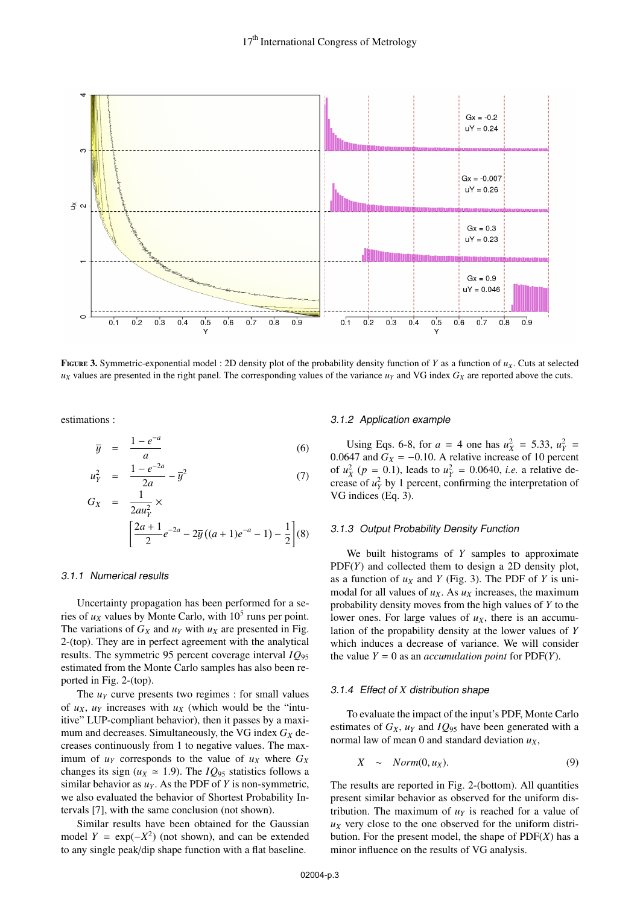**FIGURE 3.** Symmetric-exponential model : 2D density plot of the probability density function of $Y$ as a function of $u_X$. Cuts at selected $u_X$ values are presented in the right panel. The corresponding values of the variance $u_Y$ and VG index $G_X$ are reported above the cuts.

estimations :

$$\overline{y} = \frac{1 - e^{-a}}{a} \tag{6}$$

$$u_Y^2 = \frac{1 - e^{-2a}}{2a} - \overline{y}^2 \tag{7}$$

$$G_X = \frac{1}{2au_Y^2} \times \left[ \frac{2a+1}{2} e^{-2a} - 2\overline{y}\left((a+1)e^{-a} - 1\right) - \frac{1}{2} \right] \tag{8}$$

### 3.1.1 Numerical results

Uncertainty propagation has been performed for a series of $u_X$ values by Monte Carlo, with $10^5$ runs per point. The variations of $G_X$ and $u_Y$ with $u_X$ are presented in Fig. 2-(top). They are in perfect agreement with the analytical results. The symmetric 95 percent coverage interval $IQ_{95}$ estimated from the Monte Carlo samples has also been reported in Fig. 2-(top).

The $u_Y$ curve presents two regimes : for small values of $u_X$, $u_Y$ increases with $u_X$ (which would be the "intuitive" LUP-compliant behavior), then it passes by a maximum and decreases. Simultaneously, the VG index $G_X$ decreases continuously from 1 to negative values. The maximum of $u_Y$ corresponds to the value of $u_X$ where $G_X$ changes its sign ($u_X \simeq 1.9$). The $IQ_{95}$ statistics follows a similar behavior as $u_Y$. As the PDF of $Y$ is non-symmetric, we also evaluated the behavior of Shortest Probability Intervals [7], with the same conclusion (not shown).

Similar results have been obtained for the Gaussian model $Y = \exp(-X^2)$ (not shown), and can be extended to any single peak/dip shape function with a flat baseline.

### 3.1.2 Application example

Using Eqs. 6-8, for $a = 4$ one has $u_X^2 = 5.33$, $u_Y^2 = 0.0647$ and $G_X = -0.10$. A relative increase of 10 percent of $u_X^2$ ($p = 0.1$), leads to $u_Y^2 = 0.0640$, *i.e.* a relative decrease of $u_Y^2$ by 1 percent, confirming the interpretation of VG indices (Eq. 3).

### 3.1.3 Output Probability Density Function

We built histograms of $Y$ samples to approximate PDF($Y$) and collected them to design a 2D density plot, as a function of $u_X$ and $Y$ (Fig. 3). The PDF of $Y$ is unimodal for all values of $u_X$. As $u_X$ increases, the maximum probability density moves from the high values of $Y$ to the lower ones. For large values of $u_X$, there is an accumulation of the propability density at the lower values of $Y$ which induces a decrease of variance. We will consider the value $Y = 0$ as an *accumulation point* for PDF($Y$).

### 3.1.4 Effect of $X$ distribution shape

To evaluate the impact of the input's PDF, Monte Carlo estimates of $G_X$, $u_Y$ and $IQ_{95}$ have been generated with a normal law of mean 0 and standard deviation $u_X$,

$$X \sim Norm(0, u_X). \tag{9}$$

The results are reported in Fig. 2-(bottom). All quantities present similar behavior as observed for the uniform distribution. The maximum of $u_Y$ is reached for a value of $u_X$ very close to the one observed for the uniform distribution. For the present model, the shape of PDF($X$) has a minor influence on the results of VG analysis.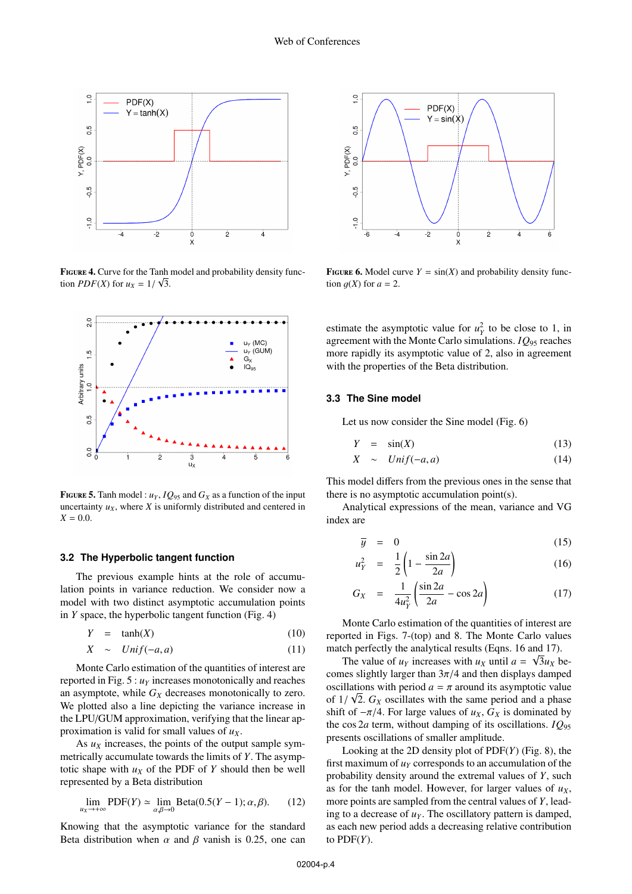**Figure 4.** Curve for the Tanh model and probability density function $PDF(X)$ for $u_X = 1/\sqrt{3}$.

**Figure 5.** Tanh model : $u_Y$, $IQ_{95}$ and $G_X$ as a function of the input uncertainty $u_X$, where $X$ is uniformly distributed and centered in $X = 0.0$.

### 3.2 The Hyperbolic tangent function

The previous example hints at the role of accumulation points in variance reduction. We consider now a model with two distinct asymptotic accumulation points in $Y$ space, the hyperbolic tangent function (Fig. 4)

$$Y = \tanh(X) \tag{10}$$

$$X \sim Unif(-a, a) \tag{11}$$

Monte Carlo estimation of the quantities of interest are reported in Fig. 5 : $u_Y$ increases monotonically and reaches an asymptote, while $G_X$ decreases monotonically to zero. We plotted also a line depicting the variance increase in the LPU/GUM approximation, verifying that the linear approximation is valid for small values of $u_X$.

As $u_X$ increases, the points of the output sample symmetrically accumulate towards the limits of $Y$. The asymptotic shape with $u_X$ of the PDF of $Y$ should then be well represented by a Beta distribution

$$\lim_{u_X \to +\infty} \mathrm{PDF}(Y) \simeq \lim_{\alpha,\beta \to 0} \mathrm{Beta}(0.5(Y-1); \alpha, \beta). \tag{12}$$

Knowing that the asymptotic variance for the standard Beta distribution when $\alpha$ and $\beta$ vanish is 0.25, one can estimate the asymptotic value for $u_Y^2$ to be close to 1, in agreement with the Monte Carlo simulations. $IQ_{95}$ reaches more rapidly its asymptotic value of 2, also in agreement with the properties of the Beta distribution.

**Figure 6.** Model curve $Y = \sin(X)$ and probability density function $g(X)$ for $a = 2$.

### 3.3 The Sine model

Let us now consider the Sine model (Fig. 6)

$$Y = \sin(X) \tag{13}$$

$$X \sim Unif(-a, a) \tag{14}$$

This model differs from the previous ones in the sense that there is no asymptotic accumulation point(s).

Analytical expressions of the mean, variance and VG index are

$$\bar{y} = 0 \tag{15}$$

$$u_Y^2 = \frac{1}{2}\left(1 - \frac{\sin 2a}{2a}\right) \tag{16}$$

$$G_X = \frac{1}{4u_Y^2}\left(\frac{\sin 2a}{2a} - \cos 2a\right) \tag{17}$$

Monte Carlo estimation of the quantities of interest are reported in Figs. 7-(top) and 8. The Monte Carlo values match perfectly the analytical results (Eqns. 16 and 17).

The value of $u_Y$ increases with $u_X$ until $a = \sqrt{3}u_X$ becomes slightly larger than $3\pi/4$ and then displays damped oscillations with period $a = \pi$ around its asymptotic value of $1/\sqrt{2}$. $G_X$ oscillates with the same period and a phase shift of $-\pi/4$. For large values of $u_X$, $G_X$ is dominated by the $\cos 2a$ term, without damping of its oscillations. $IQ_{95}$ presents oscillations of smaller amplitude.

Looking at the 2D density plot of PDF($Y$) (Fig. 8), the first maximum of $u_Y$ corresponds to an accumulation of the probability density around the extremal values of $Y$, such as for the tanh model. However, for larger values of $u_X$, more points are sampled from the central values of $Y$, leading to a decrease of $u_Y$. The oscillatory pattern is damped, as each new period adds a decreasing relative contribution to PDF($Y$).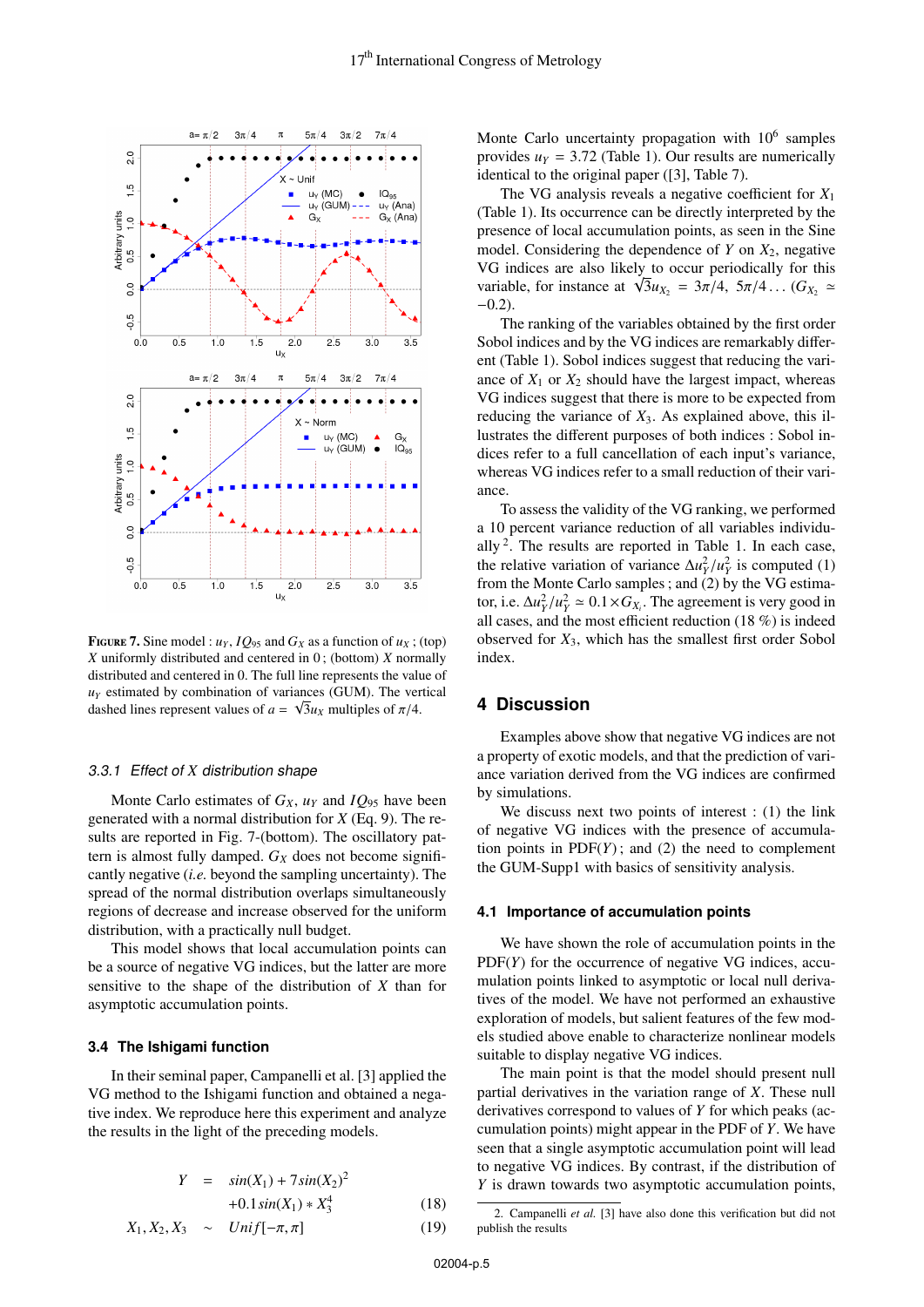**Figure 7.** Sine model : $u_Y$, $IQ_{95}$ and $G_X$ as a function of $u_X$ ; (top) $X$ uniformly distributed and centered in 0 ; (bottom) $X$ normally distributed and centered in 0. The full line represents the value of $u_Y$ estimated by combination of variances (GUM). The vertical dashed lines represent values of $a = \sqrt{3}u_X$ multiples of $\pi/4$.

#### 3.3.1 Effect of X distribution shape

Monte Carlo estimates of $G_X$, $u_Y$ and $IQ_{95}$ have been generated with a normal distribution for $X$ (Eq. 9). The results are reported in Fig. 7-(bottom). The oscillatory pattern is almost fully damped. $G_X$ does not become significantly negative (*i.e.* beyond the sampling uncertainty). The spread of the normal distribution overlaps simultaneously regions of decrease and increase observed for the uniform distribution, with a practically null budget.

This model shows that local accumulation points can be a source of negative VG indices, but the latter are more sensitive to the shape of the distribution of $X$ than for asymptotic accumulation points.

### 3.4 The Ishigami function

In their seminal paper, Campanelli et al. [3] applied the VG method to the Ishigami function and obtained a negative index. We reproduce here this experiment and analyze the results in the light of the preceding models.

$$\begin{aligned} Y &= sin(X_1) + 7sin(X_2)^2 \\ &\quad +0.1sin(X_1) * X_3^4 \quad (18) \\ X_1, X_2, X_3 &\sim Unif[-\pi, \pi] \quad (19) \end{aligned}$$

Monte Carlo uncertainty propagation with $10^6$ samples provides $u_Y = 3.72$ (Table 1). Our results are numerically identical to the original paper ([3], Table 7).

The VG analysis reveals a negative coefficient for $X_1$ (Table 1). Its occurrence can be directly interpreted by the presence of local accumulation points, as seen in the Sine model. Considering the dependence of $Y$ on $X_2$, negative VG indices are also likely to occur periodically for this variable, for instance at $\sqrt{3}u_{X_2} = 3\pi/4,\ 5\pi/4\ldots$ ($G_{X_2} \simeq -0.2$).

The ranking of the variables obtained by the first order Sobol indices and by the VG indices are remarkably different (Table 1). Sobol indices suggest that reducing the variance of $X_1$ or $X_2$ should have the largest impact, whereas VG indices suggest that there is more to be expected from reducing the variance of $X_3$. As explained above, this illustrates the different purposes of both indices : Sobol indices refer to a full cancellation of each input's variance, whereas VG indices refer to a small reduction of their variance.

To assess the validity of the VG ranking, we performed a 10 percent variance reduction of all variables individually [2]. The results are reported in Table 1. In each case, the relative variation of variance $\Delta u_Y^2/u_Y^2$ is computed (1) from the Monte Carlo samples ; and (2) by the VG estimator, i.e. $\Delta u_Y^2/u_Y^2 \simeq 0.1 \times G_{X_i}$. The agreement is very good in all cases, and the most efficient reduction (18 %) is indeed observed for $X_3$, which has the smallest first order Sobol index.

## 4 Discussion

Examples above show that negative VG indices are not a property of exotic models, and that the prediction of variance variation derived from the VG indices are confirmed by simulations.

We discuss next two points of interest : (1) the link of negative VG indices with the presence of accumulation points in PDF($Y$) ; and (2) the need to complement the GUM-Supp1 with basics of sensitivity analysis.

### 4.1 Importance of accumulation points

We have shown the role of accumulation points in the PDF($Y$) for the occurrence of negative VG indices, accumulation points linked to asymptotic or local null derivatives of the model. We have not performed an exhaustive exploration of models, but salient features of the few models studied above enable to characterize nonlinear models suitable to display negative VG indices.

The main point is that the model should present null partial derivatives in the variation range of $X$. These null derivatives correspond to values of $Y$ for which peaks (accumulation points) might appear in the PDF of $Y$. We have seen that a single asymptotic accumulation point will lead to negative VG indices. By contrast, if the distribution of $Y$ is drawn towards two asymptotic accumulation points,

2. Campanelli *et al.* [3] have also done this verification but did not publish the results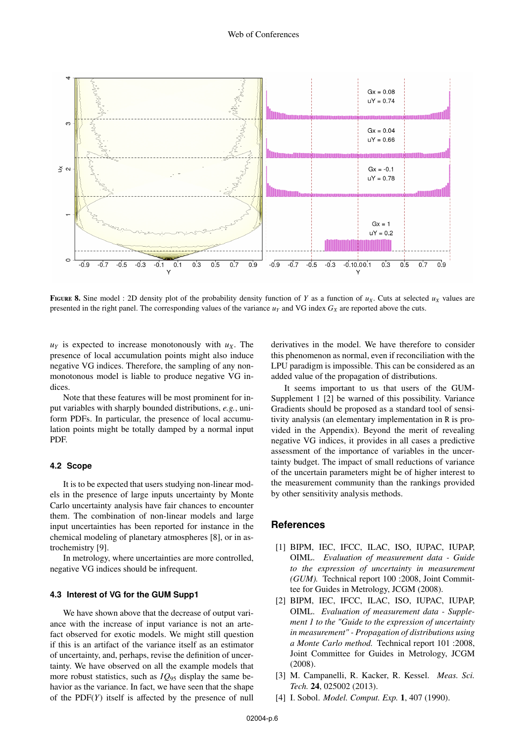**FIGURE 8.** Sine model : 2D density plot of the probability density function of $Y$ as a function of $u_X$. Cuts at selected $u_X$ values are presented in the right panel. The corresponding values of the variance $u_Y$ and VG index $G_X$ are reported above the cuts.

$u_Y$ is expected to increase monotonously with $u_X$. The presence of local accumulation points might also induce negative VG indices. Therefore, the sampling of any non-monotonous model is liable to produce negative VG indices.

Note that these features will be most prominent for input variables with sharply bounded distributions, *e.g.*, uniform PDFs. In particular, the presence of local accumulation points might be totally damped by a normal input PDF.

### 4.2 Scope

It is to be expected that users studying non-linear models in the presence of large inputs uncertainty by Monte Carlo uncertainty analysis have fair chances to encounter them. The combination of non-linear models and large input uncertainties has been reported for instance in the chemical modeling of planetary atmospheres [8], or in astrochemistry [9].

In metrology, where uncertainties are more controlled, negative VG indices should be infrequent.

### 4.3 Interest of VG for the GUM Supp1

We have shown above that the decrease of output variance with the increase of input variance is not an artefact observed for exotic models. We might still question if this is an artifact of the variance itself as an estimator of uncertainty, and, perhaps, revise the definition of uncertainty. We have observed on all the example models that more robust statistics, such as $IQ_{95}$ display the same behavior as the variance. In fact, we have seen that the shape of the PDF($Y$) itself is affected by the presence of null derivatives in the model. We have therefore to consider this phenomenon as normal, even if reconciliation with the LPU paradigm is impossible. This can be considered as an added value of the propagation of distributions.

It seems important to us that users of the GUM-Supplement 1 [2] be warned of this possibility. Variance Gradients should be proposed as a standard tool of sensitivity analysis (an elementary implementation in R is provided in the Appendix). Beyond the merit of revealing negative VG indices, it provides in all cases a predictive assessment of the importance of variables in the uncertainty budget. The impact of small reductions of variance of the uncertain parameters might be of higher interest to the measurement community than the rankings provided by other sensitivity analysis methods.

## References

[1] BIPM, IEC, IFCC, ILAC, ISO, IUPAC, IUPAP, OIML. *Evaluation of measurement data - Guide to the expression of uncertainty in measurement (GUM).* Technical report 100 :2008, Joint Committee for Guides in Metrology, JCGM (2008).

[2] BIPM, IEC, IFCC, ILAC, ISO, IUPAC, IUPAP, OIML. *Evaluation of measurement data - Supplement 1 to the "Guide to the expression of uncertainty in measurement" - Propagation of distributions using a Monte Carlo method.* Technical report 101 :2008, Joint Committee for Guides in Metrology, JCGM (2008).

[3] M. Campanelli, R. Kacker, R. Kessel. *Meas. Sci. Tech.* **24**, 025002 (2013).

[4] I. Sobol. *Model. Comput. Exp.* **1**, 407 (1990).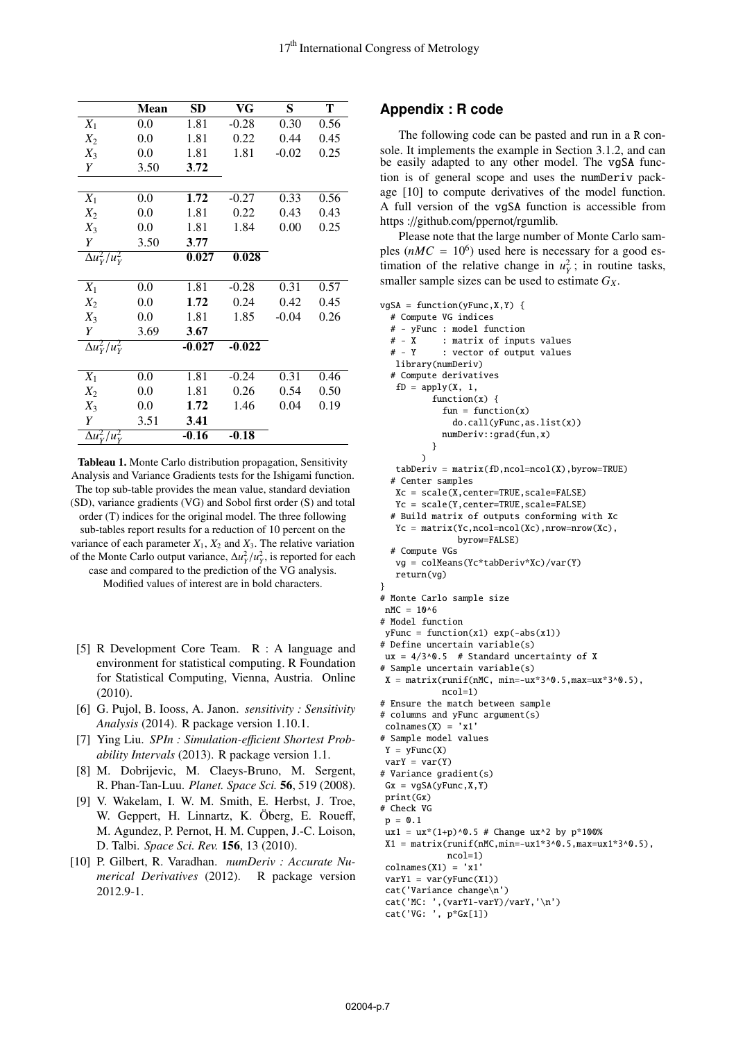| | Mean | SD | VG | S | T |
|---|---|---|---|---|---|
| $X_1$ | 0.0 | 1.81 | -0.28 | 0.30 | 0.56 |
| $X_2$ | 0.0 | 1.81 | 0.22 | 0.44 | 0.45 |
| $X_3$ | 0.0 | 1.81 | 1.81 | -0.02 | 0.25 |
| $Y$ | 3.50 | **3.72** | | | |
| $X_1$ | 0.0 | **1.72** | -0.27 | 0.33 | 0.56 |
| $X_2$ | 0.0 | 1.81 | 0.22 | 0.43 | 0.43 |
| $X_3$ | 0.0 | 1.81 | 1.84 | 0.00 | 0.25 |
| $Y$ | 3.50 | **3.77** | | | |
| $\Delta u_Y^2/u_Y^2$ | | **0.027** | **0.028** | | |
| $X_1$ | 0.0 | 1.81 | -0.28 | 0.31 | 0.57 |
| $X_2$ | 0.0 | **1.72** | 0.24 | 0.42 | 0.45 |
| $X_3$ | 0.0 | 1.81 | 1.85 | -0.04 | 0.26 |
| $Y$ | 3.69 | **3.67** | | | |
| $\Delta u_Y^2/u_Y^2$ | | **-0.027** | **-0.022** | | |
| $X_1$ | 0.0 | 1.81 | -0.24 | 0.31 | 0.46 |
| $X_2$ | 0.0 | 1.81 | 0.26 | 0.54 | 0.50 |
| $X_3$ | 0.0 | **1.72** | 1.46 | 0.04 | 0.19 |
| $Y$ | 3.51 | **3.41** | | | |
| $\Delta u_Y^2/u_Y^2$ | | **-0.16** | **-0.18** | | |

**Tableau 1.** Monte Carlo distribution propagation, Sensitivity Analysis and Variance Gradients tests for the Ishigami function. The top sub-table provides the mean value, standard deviation (SD), variance gradients (VG) and Sobol first order (S) and total order (T) indices for the original model. The three following sub-tables report results for a reduction of 10 percent on the variance of each parameter $X_1$, $X_2$ and $X_3$. The relative variation of the Monte Carlo output variance, $\Delta u_Y^2/u_Y^2$, is reported for each case and compared to the prediction of the VG analysis. Modified values of interest are in bold characters.

[5] R Development Core Team. R : A language and environment for statistical computing. R Foundation for Statistical Computing, Vienna, Austria. Online (2010).

[6] G. Pujol, B. Iooss, A. Janon. *sensitivity : Sensitivity Analysis* (2014). R package version 1.10.1.

[7] Ying Liu. *SPIn : Simulation-efficient Shortest Probability Intervals* (2013). R package version 1.1.

[8] M. Dobrijevic, M. Claeys-Bruno, M. Sergent, R. Phan-Tan-Luu. *Planet. Space Sci.* **56**, 519 (2008).

[9] V. Wakelam, I. W. M. Smith, E. Herbst, J. Troe, W. Geppert, H. Linnartz, K. Öberg, E. Roueff, M. Agundez, P. Pernot, H. M. Cuppen, J.-C. Loison, D. Talbi. *Space Sci. Rev.* **156**, 13 (2010).

[10] P. Gilbert, R. Varadhan. *numDeriv : Accurate Numerical Derivatives* (2012). R package version 2012.9-1.

## Appendix : R code

The following code can be pasted and run in a R console. It implements the example in Section 3.1.2, and can be easily adapted to any other model. The vgSA function is of general scope and uses the numDeriv package [10] to compute derivatives of the model function. A full version of the vgSA function is accessible from https ://github.com/ppernot/rgumlib.

Please note that the large number of Monte Carlo samples ($nMC = 10^6$) used here is necessary for a good estimation of the relative change in $u_Y^2$ ; in routine tasks, smaller sample sizes can be used to estimate $G_X$.

```
vgSA = function(yFunc,X,Y) {
  # Compute VG indices
  # - yFunc : model function
  # - X     : matrix of inputs values
  # - Y     : vector of output values
  library(numDeriv)
  # Compute derivatives
   fD = apply(X, 1,
          function(x) {
            fun = function(x)
              do.call(yFunc,as.list(x))
            numDeriv::grad(fun,x)
          }
        )
   tabDeriv = matrix(fD,ncol=ncol(X),byrow=TRUE)
  # Center samples
   Xc = scale(X,center=TRUE,scale=FALSE)
   Yc = scale(Y,center=TRUE,scale=FALSE)
  # Build matrix of outputs conforming with Xc
   Yc = matrix(Yc,ncol=ncol(Xc),nrow=nrow(Xc),
               byrow=FALSE)
  # Compute VGs
   vg = colMeans(Yc*tabDeriv*Xc)/var(Y)
   return(vg)
}
# Monte Carlo sample size
 nMC = 10^6
# Model function
 yFunc = function(x1) exp(-abs(x1))
# Define uncertain variable(s)
 ux = 4/3^0.5  # Standard uncertainty of X
# Sample uncertain variable(s)
 X = matrix(runif(nMC, min=-ux*3^0.5,max=ux*3^0.5),
            ncol=1)
# Ensure the match between sample
# columns and yFunc argument(s)
 colnames(X) = 'x1'
# Sample model values
 Y = yFunc(X)
 varY = var(Y)
# Variance gradient(s)
 Gx = vgSA(yFunc,X,Y)
 print(Gx)
# Check VG
 p = 0.1
 ux1 = ux*(1+p)^0.5 # Change ux^2 by p*100%
 X1 = matrix(runif(nMC,min=-ux1*3^0.5,max=ux1*3^0.5),
             ncol=1)
 colnames(X1) = 'x1'
 varY1 = var(yFunc(X1))
 cat('Variance change\n')
 cat('MC: ',(varY1-varY)/varY,'\n')
 cat('VG: ', p*Gx[1])
```